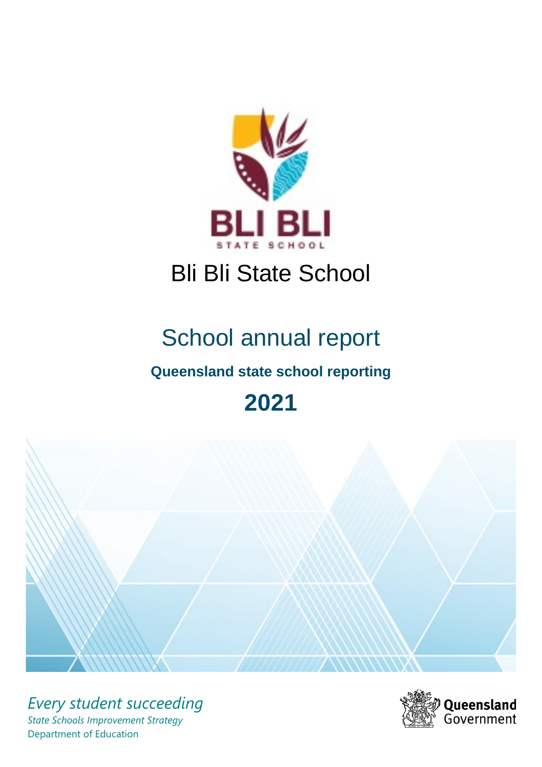# Bli Bli State School

## School annual report

### Queensland state school reporting

## 2021

*Every student succeeding*

*State Schools Improvement Strategy*

Department of Education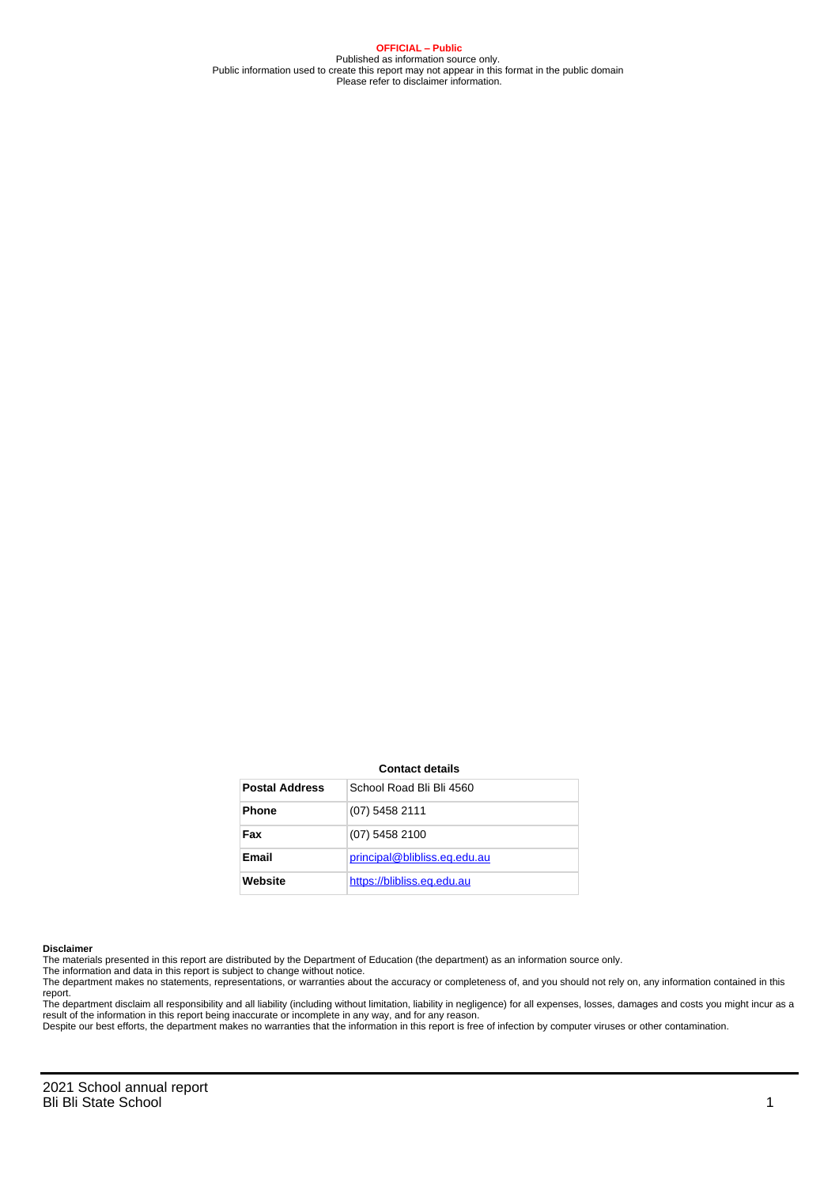**OFFICIAL – Public**
Published as information source only.
Public information used to create this report may not appear in this format in the public domain
Please refer to disclaimer information.

**Contact details**

| Postal Address | School Road Bli Bli 4560 |
| --- | --- |
| Phone | (07) 5458 2111 |
| Fax | (07) 5458 2100 |
| Email | principal@blibliss.eq.edu.au |
| Website | https://blibliss.eq.edu.au |

**Disclaimer**

The materials presented in this report are distributed by the Department of Education (the department) as an information source only.

The information and data in this report is subject to change without notice.

The department makes no statements, representations, or warranties about the accuracy or completeness of, and you should not rely on, any information contained in this report.

The department disclaim all responsibility and all liability (including without limitation, liability in negligence) for all expenses, losses, damages and costs you might incur as a result of the information in this report being inaccurate or incomplete in any way, and for any reason.

Despite our best efforts, the department makes no warranties that the information in this report is free of infection by computer viruses or other contamination.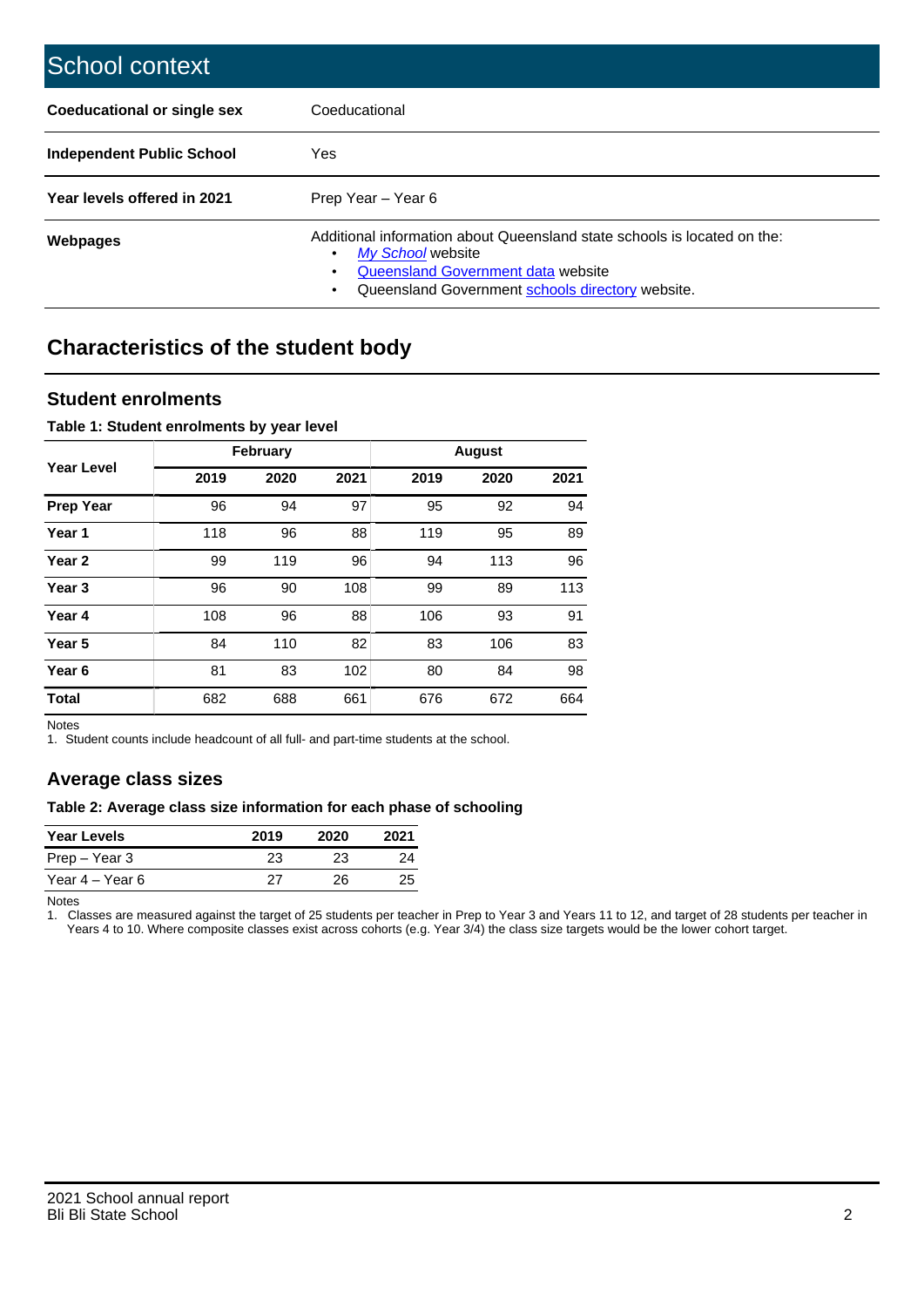# School context

| | |
|---|---|
| **Coeducational or single sex** | Coeducational |
| **Independent Public School** | Yes |
| **Year levels offered in 2021** | Prep Year – Year 6 |
| **Webpages** | Additional information about Queensland state schools is located on the:<br>• *My School* website<br>• Queensland Government data website<br>• Queensland Government schools directory website. |

## Characteristics of the student body

### Student enrolments

**Table 1: Student enrolments by year level**

| Year Level | February | | | August | | |
|---|---|---|---|---|---|---|
| | 2019 | 2020 | 2021 | 2019 | 2020 | 2021 |
| **Prep Year** | 96 | 94 | 97 | 95 | 92 | 94 |
| **Year 1** | 118 | 96 | 88 | 119 | 95 | 89 |
| **Year 2** | 99 | 119 | 96 | 94 | 113 | 96 |
| **Year 3** | 96 | 90 | 108 | 99 | 89 | 113 |
| **Year 4** | 108 | 96 | 88 | 106 | 93 | 91 |
| **Year 5** | 84 | 110 | 82 | 83 | 106 | 83 |
| **Year 6** | 81 | 83 | 102 | 80 | 84 | 98 |
| **Total** | 682 | 688 | 661 | 676 | 672 | 664 |

Notes
1. Student counts include headcount of all full- and part-time students at the school.

### Average class sizes

**Table 2: Average class size information for each phase of schooling**

| Year Levels | 2019 | 2020 | 2021 |
|---|---|---|---|
| Prep – Year 3 | 23 | 23 | 24 |
| Year 4 – Year 6 | 27 | 26 | 25 |

Notes
1. Classes are measured against the target of 25 students per teacher in Prep to Year 3 and Years 11 to 12, and target of 28 students per teacher in Years 4 to 10. Where composite classes exist across cohorts (e.g. Year 3/4) the class size targets would be the lower cohort target.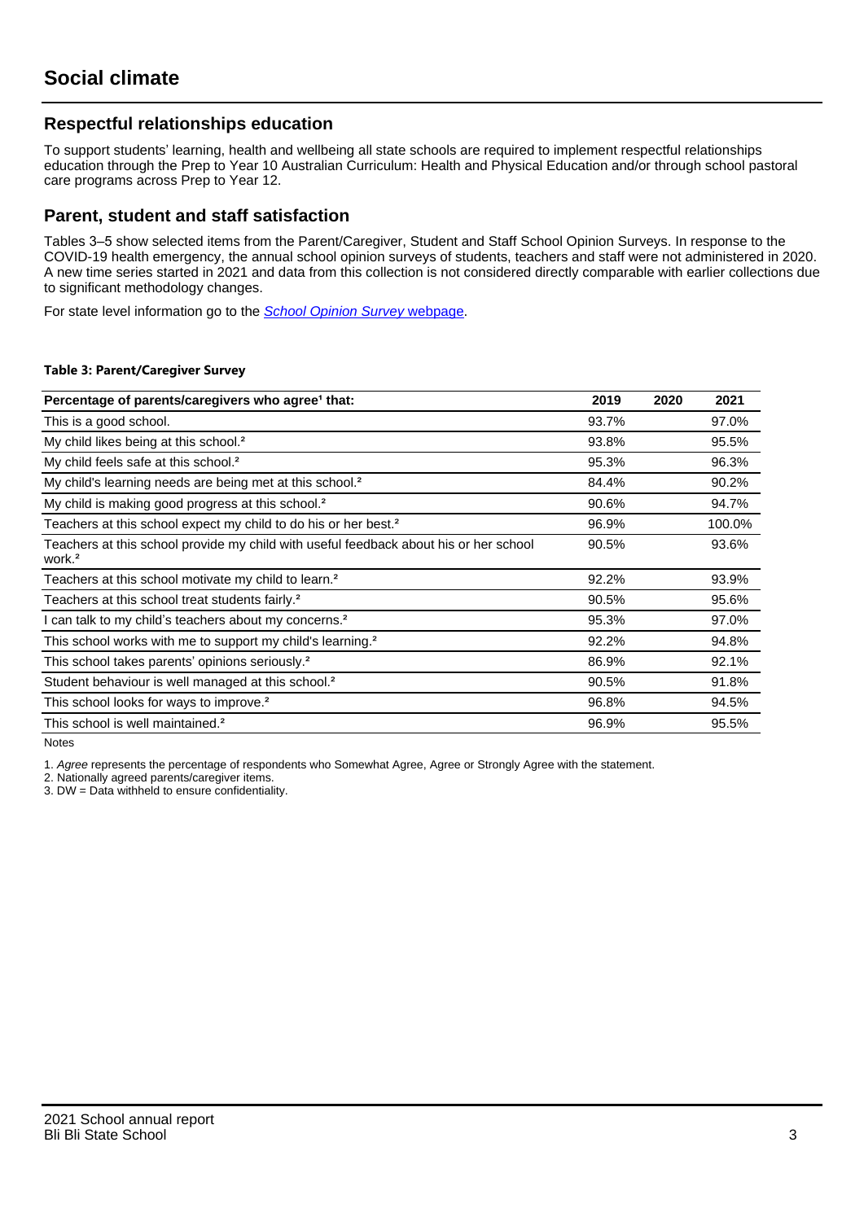# Social climate

## Respectful relationships education

To support students' learning, health and wellbeing all state schools are required to implement respectful relationships education through the Prep to Year 10 Australian Curriculum: Health and Physical Education and/or through school pastoral care programs across Prep to Year 12.

## Parent, student and staff satisfaction

Tables 3–5 show selected items from the Parent/Caregiver, Student and Staff School Opinion Surveys. In response to the COVID-19 health emergency, the annual school opinion surveys of students, teachers and staff were not administered in 2020. A new time series started in 2021 and data from this collection is not considered directly comparable with earlier collections due to significant methodology changes.

For state level information go to the *School Opinion Survey* webpage.

**Table 3: Parent/Caregiver Survey**

| Percentage of parents/caregivers who agree[1] that: | 2019 | 2020 | 2021 |
|---|---|---|---|
| This is a good school. | 93.7% | | 97.0% |
| My child likes being at this school.[2] | 93.8% | | 95.5% |
| My child feels safe at this school.[2] | 95.3% | | 96.3% |
| My child's learning needs are being met at this school.[2] | 84.4% | | 90.2% |
| My child is making good progress at this school.[2] | 90.6% | | 94.7% |
| Teachers at this school expect my child to do his or her best.[2] | 96.9% | | 100.0% |
| Teachers at this school provide my child with useful feedback about his or her school work.[2] | 90.5% | | 93.6% |
| Teachers at this school motivate my child to learn.[2] | 92.2% | | 93.9% |
| Teachers at this school treat students fairly.[2] | 90.5% | | 95.6% |
| I can talk to my child's teachers about my concerns.[2] | 95.3% | | 97.0% |
| This school works with me to support my child's learning.[2] | 92.2% | | 94.8% |
| This school takes parents' opinions seriously.[2] | 86.9% | | 92.1% |
| Student behaviour is well managed at this school.[2] | 90.5% | | 91.8% |
| This school looks for ways to improve.[2] | 96.8% | | 94.5% |
| This school is well maintained.[2] | 96.9% | | 95.5% |

Notes

1. *Agree* represents the percentage of respondents who Somewhat Agree, Agree or Strongly Agree with the statement.
2. Nationally agreed parents/caregiver items.
3. DW = Data withheld to ensure confidentiality.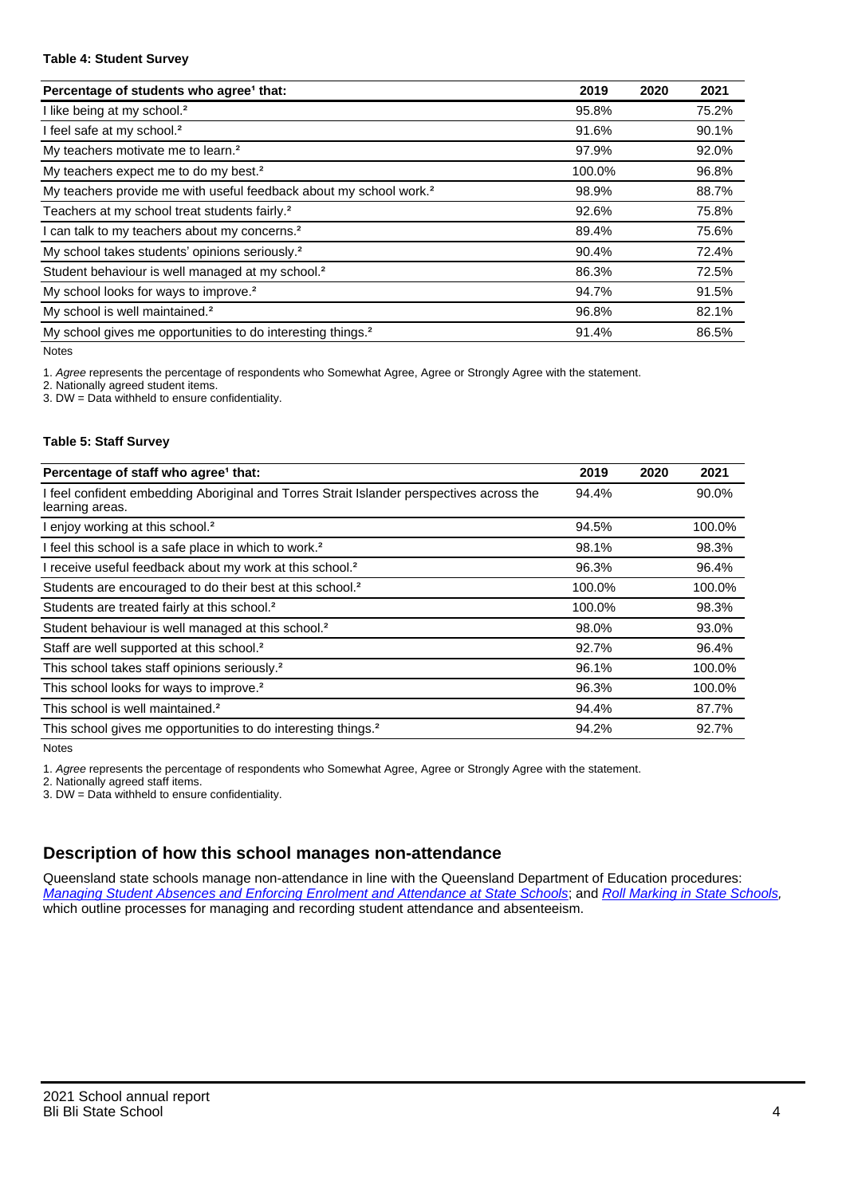**Table 4: Student Survey**

| Percentage of students who agree[1] that: | 2019 | 2020 | 2021 |
| --- | --- | --- | --- |
| I like being at my school.[2] | 95.8% | | 75.2% |
| I feel safe at my school.[2] | 91.6% | | 90.1% |
| My teachers motivate me to learn.[2] | 97.9% | | 92.0% |
| My teachers expect me to do my best.[2] | 100.0% | | 96.8% |
| My teachers provide me with useful feedback about my school work.[2] | 98.9% | | 88.7% |
| Teachers at my school treat students fairly.[2] | 92.6% | | 75.8% |
| I can talk to my teachers about my concerns.[2] | 89.4% | | 75.6% |
| My school takes students' opinions seriously.[2] | 90.4% | | 72.4% |
| Student behaviour is well managed at my school.[2] | 86.3% | | 72.5% |
| My school looks for ways to improve.[2] | 94.7% | | 91.5% |
| My school is well maintained.[2] | 96.8% | | 82.1% |
| My school gives me opportunities to do interesting things.[2] | 91.4% | | 86.5% |

Notes

1. *Agree* represents the percentage of respondents who Somewhat Agree, Agree or Strongly Agree with the statement.
2. Nationally agreed student items.
3. DW = Data withheld to ensure confidentiality.

**Table 5: Staff Survey**

| Percentage of staff who agree[1] that: | 2019 | 2020 | 2021 |
| --- | --- | --- | --- |
| I feel confident embedding Aboriginal and Torres Strait Islander perspectives across the learning areas. | 94.4% | | 90.0% |
| I enjoy working at this school.[2] | 94.5% | | 100.0% |
| I feel this school is a safe place in which to work.[2] | 98.1% | | 98.3% |
| I receive useful feedback about my work at this school.[2] | 96.3% | | 96.4% |
| Students are encouraged to do their best at this school.[2] | 100.0% | | 100.0% |
| Students are treated fairly at this school.[2] | 100.0% | | 98.3% |
| Student behaviour is well managed at this school.[2] | 98.0% | | 93.0% |
| Staff are well supported at this school.[2] | 92.7% | | 96.4% |
| This school takes staff opinions seriously.[2] | 96.1% | | 100.0% |
| This school looks for ways to improve.[2] | 96.3% | | 100.0% |
| This school is well maintained.[2] | 94.4% | | 87.7% |
| This school gives me opportunities to do interesting things.[2] | 94.2% | | 92.7% |

Notes

1. *Agree* represents the percentage of respondents who Somewhat Agree, Agree or Strongly Agree with the statement.
2. Nationally agreed staff items.
3. DW = Data withheld to ensure confidentiality.

## Description of how this school manages non-attendance

Queensland state schools manage non-attendance in line with the Queensland Department of Education procedures: *Managing Student Absences and Enforcing Enrolment and Attendance at State Schools*; and *Roll Marking in State Schools,* which outline processes for managing and recording student attendance and absenteeism.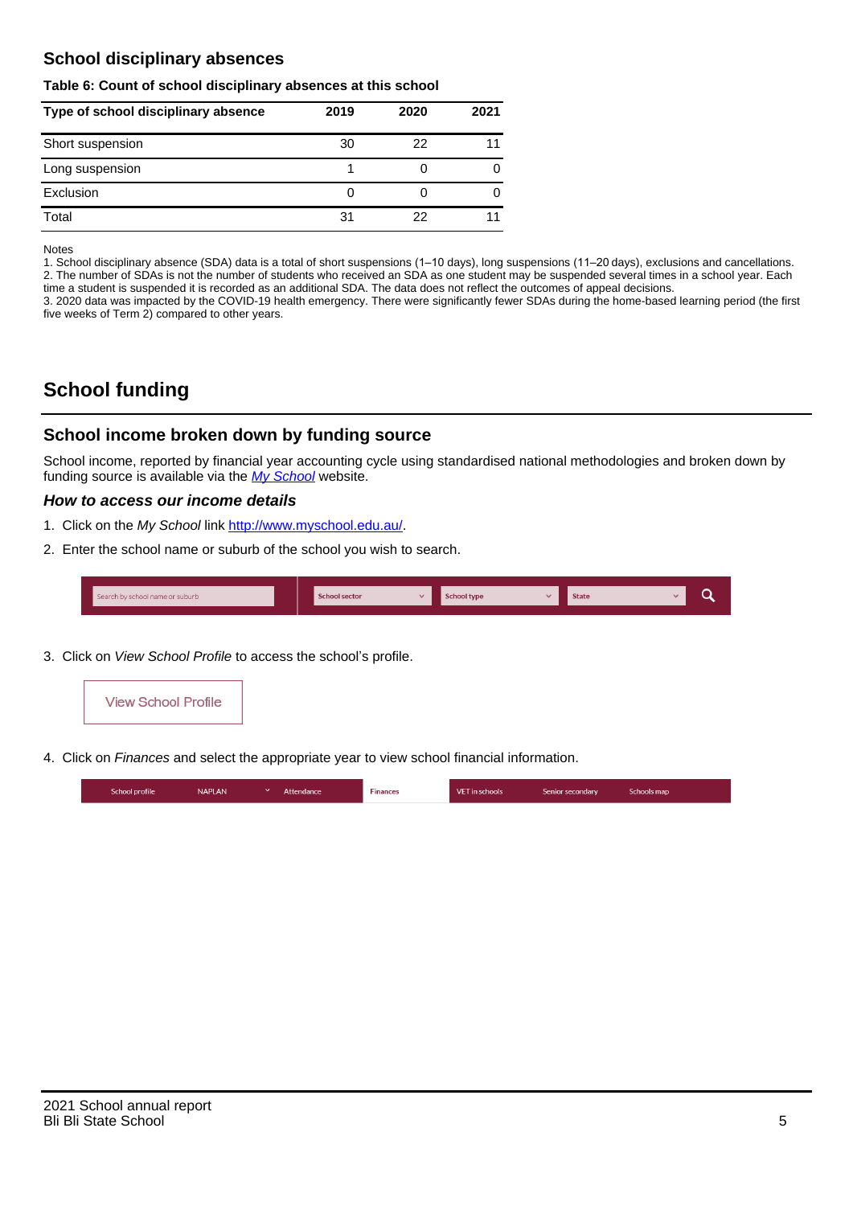## School disciplinary absences

**Table 6: Count of school disciplinary absences at this school**

| Type of school disciplinary absence | 2019 | 2020 | 2021 |
|---|---|---|---|
| Short suspension | 30 | 22 | 11 |
| Long suspension | 1 | 0 | 0 |
| Exclusion | 0 | 0 | 0 |
| Total | 31 | 22 | 11 |

Notes
1. School disciplinary absence (SDA) data is a total of short suspensions (1–10 days), long suspensions (11–20 days), exclusions and cancellations.
2. The number of SDAs is not the number of students who received an SDA as one student may be suspended several times in a school year. Each time a student is suspended it is recorded as an additional SDA. The data does not reflect the outcomes of appeal decisions.
3. 2020 data was impacted by the COVID-19 health emergency. There were significantly fewer SDAs during the home-based learning period (the first five weeks of Term 2) compared to other years.

# School funding

## School income broken down by funding source

School income, reported by financial year accounting cycle using standardised national methodologies and broken down by funding source is available via the *My School* website.

### *How to access our income details*

1. Click on the *My School* link http://www.myschool.edu.au/.
2. Enter the school name or suburb of the school you wish to search.

Search by school name or suburb | School sector | School type | State

3. Click on *View School Profile* to access the school's profile.

View School Profile

4. Click on *Finances* and select the appropriate year to view school financial information.

School profile | NAPLAN | Attendance | Finances | VET in schools | Senior secondary | Schools map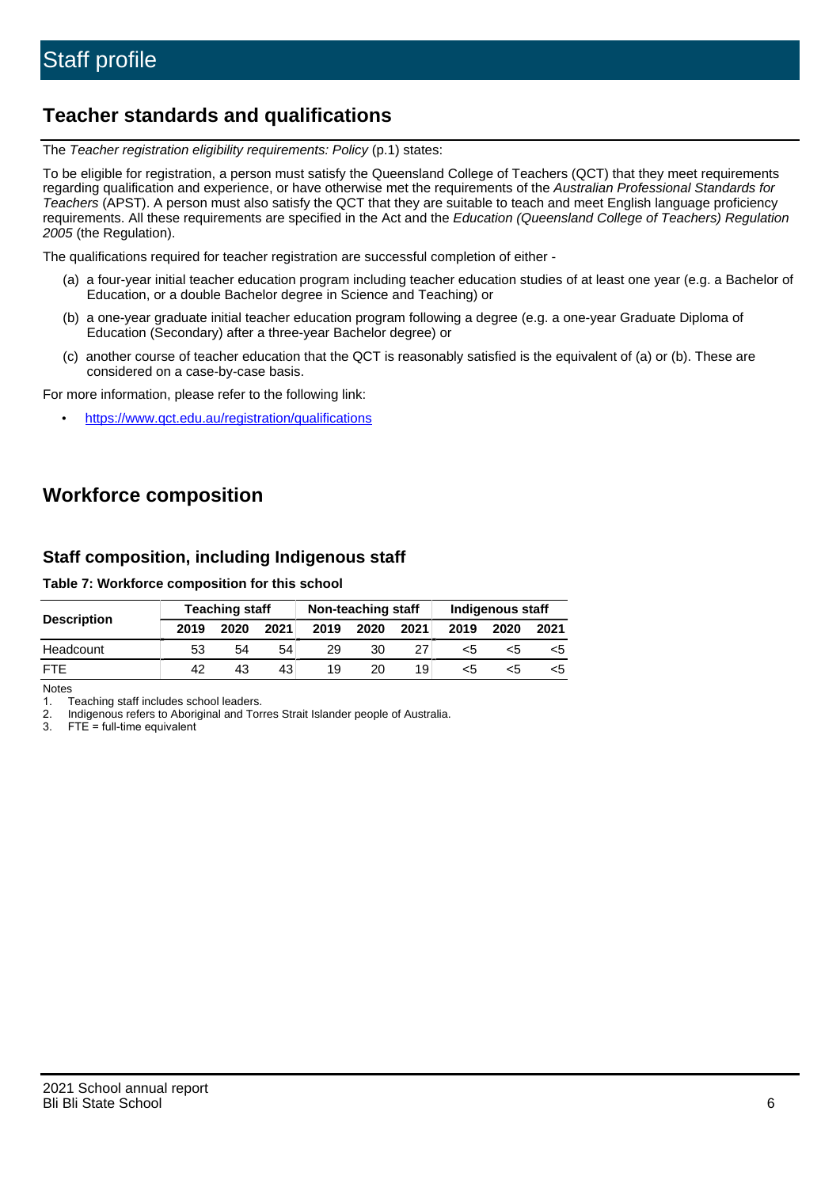# Staff profile

## Teacher standards and qualifications

The *Teacher registration eligibility requirements: Policy* (p.1) states:

To be eligible for registration, a person must satisfy the Queensland College of Teachers (QCT) that they meet requirements regarding qualification and experience, or have otherwise met the requirements of the *Australian Professional Standards for Teachers* (APST). A person must also satisfy the QCT that they are suitable to teach and meet English language proficiency requirements. All these requirements are specified in the Act and the *Education (Queensland College of Teachers) Regulation 2005* (the Regulation).

The qualifications required for teacher registration are successful completion of either -

(a) a four-year initial teacher education program including teacher education studies of at least one year (e.g. a Bachelor of Education, or a double Bachelor degree in Science and Teaching) or

(b) a one-year graduate initial teacher education program following a degree (e.g. a one-year Graduate Diploma of Education (Secondary) after a three-year Bachelor degree) or

(c) another course of teacher education that the QCT is reasonably satisfied is the equivalent of (a) or (b). These are considered on a case-by-case basis.

For more information, please refer to the following link:

- https://www.qct.edu.au/registration/qualifications

## Workforce composition

### Staff composition, including Indigenous staff

**Table 7: Workforce composition for this school**

| Description | Teaching staff | | | Non-teaching staff | | | Indigenous staff | | |
|---|---|---|---|---|---|---|---|---|---|
| | 2019 | 2020 | 2021 | 2019 | 2020 | 2021 | 2019 | 2020 | 2021 |
| Headcount | 53 | 54 | 54 | 29 | 30 | 27 | <5 | <5 | <5 |
| FTE | 42 | 43 | 43 | 19 | 20 | 19 | <5 | <5 | <5 |

Notes

1. Teaching staff includes school leaders.
2. Indigenous refers to Aboriginal and Torres Strait Islander people of Australia.
3. FTE = full-time equivalent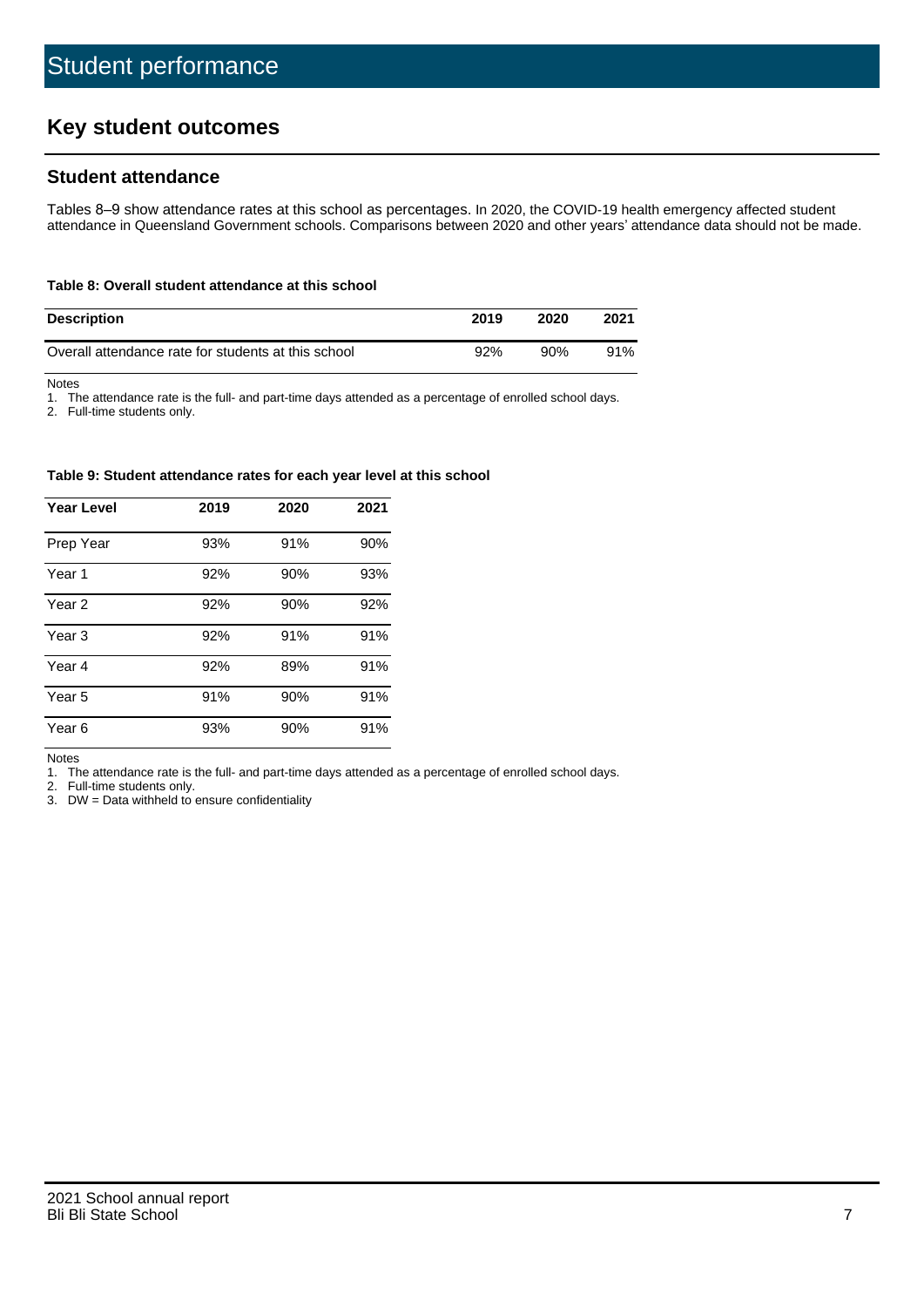# Student performance

## Key student outcomes

### Student attendance

Tables 8–9 show attendance rates at this school as percentages. In 2020, the COVID-19 health emergency affected student attendance in Queensland Government schools. Comparisons between 2020 and other years' attendance data should not be made.

#### Table 8: Overall student attendance at this school

| Description | 2019 | 2020 | 2021 |
|---|---|---|---|
| Overall attendance rate for students at this school | 92% | 90% | 91% |

Notes

1. The attendance rate is the full- and part-time days attended as a percentage of enrolled school days.
2. Full-time students only.

#### Table 9: Student attendance rates for each year level at this school

| Year Level | 2019 | 2020 | 2021 |
|---|---|---|---|
| Prep Year | 93% | 91% | 90% |
| Year 1 | 92% | 90% | 93% |
| Year 2 | 92% | 90% | 92% |
| Year 3 | 92% | 91% | 91% |
| Year 4 | 92% | 89% | 91% |
| Year 5 | 91% | 90% | 91% |
| Year 6 | 93% | 90% | 91% |

Notes

1. The attendance rate is the full- and part-time days attended as a percentage of enrolled school days.
2. Full-time students only.
3. DW = Data withheld to ensure confidentiality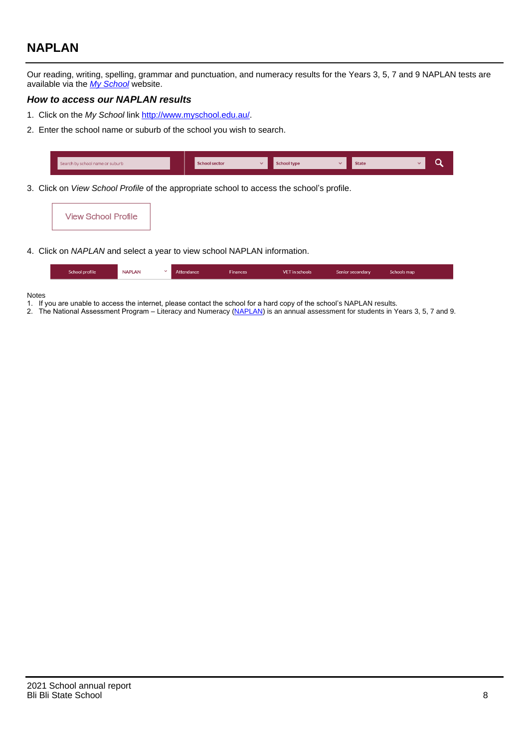## NAPLAN

Our reading, writing, spelling, grammar and punctuation, and numeracy results for the Years 3, 5, 7 and 9 NAPLAN tests are available via the *My School* website.

### *How to access our NAPLAN results*

1. Click on the *My School* link http://www.myschool.edu.au/.
2. Enter the school name or suburb of the school you wish to search.

Search by school name or suburb | School sector | School type | State

3. Click on *View School Profile* of the appropriate school to access the school's profile.

View School Profile

4. Click on *NAPLAN* and select a year to view school NAPLAN information.

School profile | NAPLAN | Attendance | Finances | VET in schools | Senior secondary | Schools map

Notes

1. If you are unable to access the internet, please contact the school for a hard copy of the school's NAPLAN results.
2. The National Assessment Program – Literacy and Numeracy (NAPLAN) is an annual assessment for students in Years 3, 5, 7 and 9.